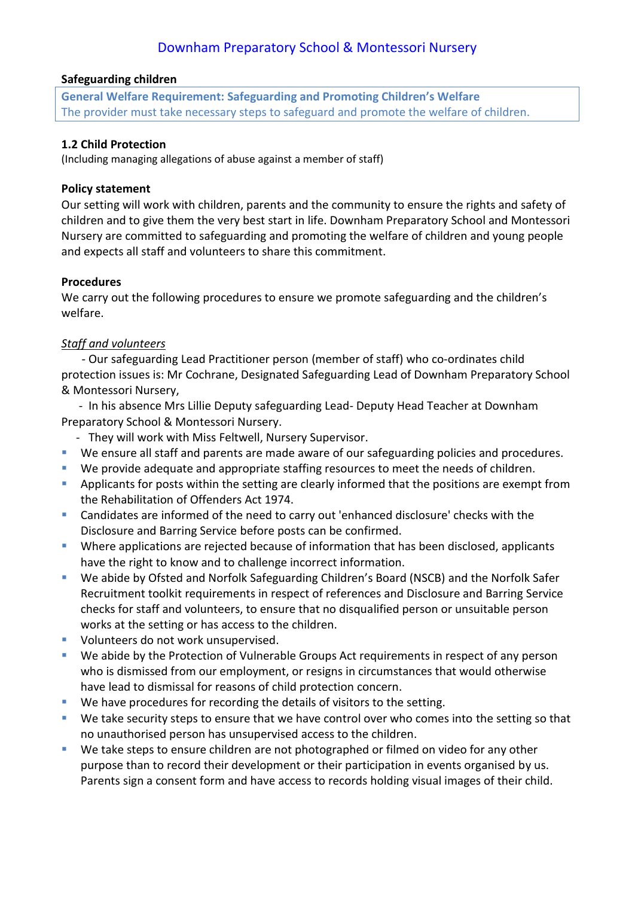# Downham Preparatory School & Montessori Nursery

**Safeguarding children**

**General Welfare Requirement: Safeguarding and Promoting Children's Welfare**
The provider must take necessary steps to safeguard and promote the welfare of children.

## 1.2 Child Protection

(Including managing allegations of abuse against a member of staff)

### Policy statement

Our setting will work with children, parents and the community to ensure the rights and safety of children and to give them the very best start in life. Downham Preparatory School and Montessori Nursery are committed to safeguarding and promoting the welfare of children and young people and expects all staff and volunteers to share this commitment.

### Procedures

We carry out the following procedures to ensure we promote safeguarding and the children's welfare.

*Staff and volunteers*

- Our safeguarding Lead Practitioner person (member of staff) who co-ordinates child protection issues is: Mr Cochrane, Designated Safeguarding Lead of Downham Preparatory School & Montessori Nursery,
- In his absence Mrs Lillie Deputy safeguarding Lead- Deputy Head Teacher at Downham Preparatory School & Montessori Nursery.
- They will work with Miss Feltwell, Nursery Supervisor.

- We ensure all staff and parents are made aware of our safeguarding policies and procedures.
- We provide adequate and appropriate staffing resources to meet the needs of children.
- Applicants for posts within the setting are clearly informed that the positions are exempt from the Rehabilitation of Offenders Act 1974.
- Candidates are informed of the need to carry out 'enhanced disclosure' checks with the Disclosure and Barring Service before posts can be confirmed.
- Where applications are rejected because of information that has been disclosed, applicants have the right to know and to challenge incorrect information.
- We abide by Ofsted and Norfolk Safeguarding Children's Board (NSCB) and the Norfolk Safer Recruitment toolkit requirements in respect of references and Disclosure and Barring Service checks for staff and volunteers, to ensure that no disqualified person or unsuitable person works at the setting or has access to the children.
- Volunteers do not work unsupervised.
- We abide by the Protection of Vulnerable Groups Act requirements in respect of any person who is dismissed from our employment, or resigns in circumstances that would otherwise have lead to dismissal for reasons of child protection concern.
- We have procedures for recording the details of visitors to the setting.
- We take security steps to ensure that we have control over who comes into the setting so that no unauthorised person has unsupervised access to the children.
- We take steps to ensure children are not photographed or filmed on video for any other purpose than to record their development or their participation in events organised by us. Parents sign a consent form and have access to records holding visual images of their child.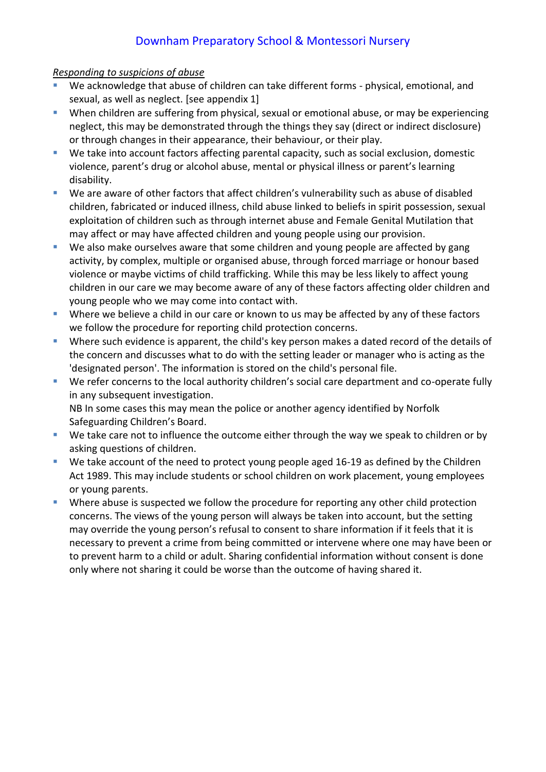*Responding to suspicions of abuse*

- We acknowledge that abuse of children can take different forms - physical, emotional, and sexual, as well as neglect. [see appendix 1]
- When children are suffering from physical, sexual or emotional abuse, or may be experiencing neglect, this may be demonstrated through the things they say (direct or indirect disclosure) or through changes in their appearance, their behaviour, or their play.
- We take into account factors affecting parental capacity, such as social exclusion, domestic violence, parent's drug or alcohol abuse, mental or physical illness or parent's learning disability.
- We are aware of other factors that affect children's vulnerability such as abuse of disabled children, fabricated or induced illness, child abuse linked to beliefs in spirit possession, sexual exploitation of children such as through internet abuse and Female Genital Mutilation that may affect or may have affected children and young people using our provision.
- We also make ourselves aware that some children and young people are affected by gang activity, by complex, multiple or organised abuse, through forced marriage or honour based violence or maybe victims of child trafficking. While this may be less likely to affect young children in our care we may become aware of any of these factors affecting older children and young people who we may come into contact with.
- Where we believe a child in our care or known to us may be affected by any of these factors we follow the procedure for reporting child protection concerns.
- Where such evidence is apparent, the child's key person makes a dated record of the details of the concern and discusses what to do with the setting leader or manager who is acting as the 'designated person'. The information is stored on the child's personal file.
- We refer concerns to the local authority children's social care department and co-operate fully in any subsequent investigation.
  NB In some cases this may mean the police or another agency identified by Norfolk Safeguarding Children's Board.
- We take care not to influence the outcome either through the way we speak to children or by asking questions of children.
- We take account of the need to protect young people aged 16-19 as defined by the Children Act 1989. This may include students or school children on work placement, young employees or young parents.
- Where abuse is suspected we follow the procedure for reporting any other child protection concerns. The views of the young person will always be taken into account, but the setting may override the young person's refusal to consent to share information if it feels that it is necessary to prevent a crime from being committed or intervene where one may have been or to prevent harm to a child or adult. Sharing confidential information without consent is done only where not sharing it could be worse than the outcome of having shared it.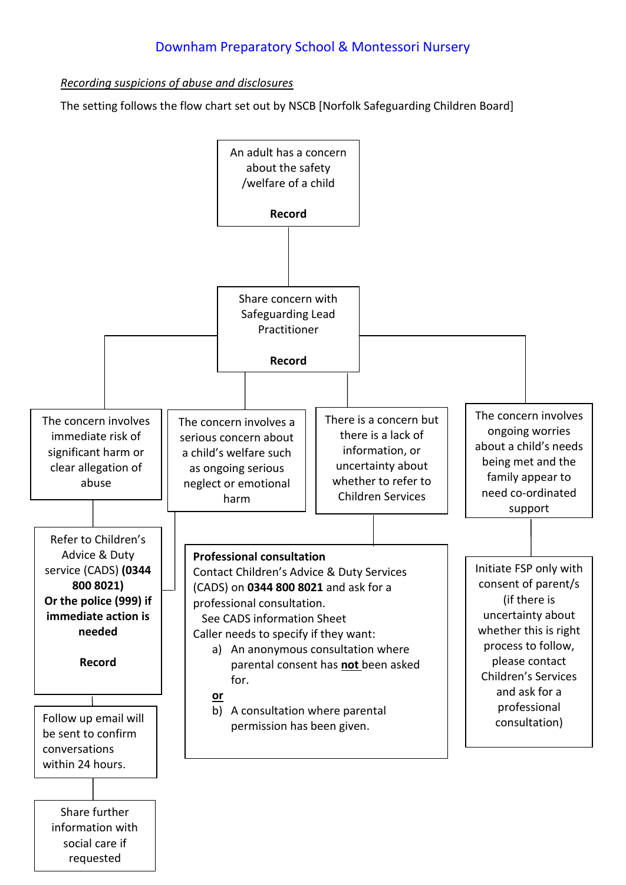Downham Preparatory School & Montessori Nursery

*Recording suspicions of abuse and disclosures*

The setting follows the flow chart set out by NSCB [Norfolk Safeguarding Children Board]

An adult has a concern about the safety /welfare of a child

**Record**

Share concern with Safeguarding Lead Practitioner

**Record**

The concern involves immediate risk of significant harm or clear allegation of abuse

The concern involves a serious concern about a child's welfare such as ongoing serious neglect or emotional harm

There is a concern but there is a lack of information, or uncertainty about whether to refer to Children Services

The concern involves ongoing worries about a child's needs being met and the family appear to need co-ordinated support

Refer to Children's Advice & Duty service (CADS) **(0344 800 8021) Or the police (999) if immediate action is needed**

**Record**

**Professional consultation**
Contact Children's Advice & Duty Services (CADS) on **0344 800 8021** and ask for a professional consultation.
See CADS information Sheet
Caller needs to specify if they want:

a) An anonymous consultation where parental consent has **not** been asked for.

**or**

b) A consultation where parental permission has been given.

Initiate FSP only with consent of parent/s (if there is uncertainty about whether this is right process to follow, please contact Children's Services and ask for a professional consultation)

Follow up email will be sent to confirm conversations within 24 hours.

Share further information with social care if requested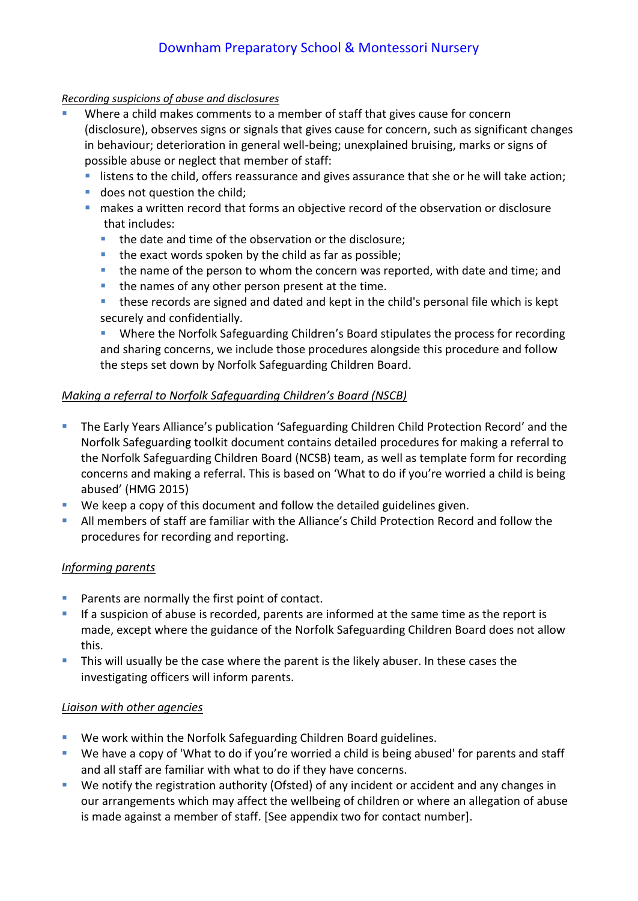*Recording suspicions of abuse and disclosures*

- Where a child makes comments to a member of staff that gives cause for concern (disclosure), observes signs or signals that gives cause for concern, such as significant changes in behaviour; deterioration in general well-being; unexplained bruising, marks or signs of possible abuse or neglect that member of staff:
  - listens to the child, offers reassurance and gives assurance that she or he will take action;
  - does not question the child;
  - makes a written record that forms an objective record of the observation or disclosure that includes:
    - the date and time of the observation or the disclosure;
    - the exact words spoken by the child as far as possible;
    - the name of the person to whom the concern was reported, with date and time; and
    - the names of any other person present at the time.
    - these records are signed and dated and kept in the child's personal file which is kept securely and confidentially.
    - Where the Norfolk Safeguarding Children's Board stipulates the process for recording and sharing concerns, we include those procedures alongside this procedure and follow the steps set down by Norfolk Safeguarding Children Board.

*Making a referral to Norfolk Safeguarding Children's Board (NSCB)*

- The Early Years Alliance's publication 'Safeguarding Children Child Protection Record' and the Norfolk Safeguarding toolkit document contains detailed procedures for making a referral to the Norfolk Safeguarding Children Board (NCSB) team, as well as template form for recording concerns and making a referral. This is based on 'What to do if you're worried a child is being abused' (HMG 2015)
- We keep a copy of this document and follow the detailed guidelines given.
- All members of staff are familiar with the Alliance's Child Protection Record and follow the procedures for recording and reporting.

*Informing parents*

- Parents are normally the first point of contact.
- If a suspicion of abuse is recorded, parents are informed at the same time as the report is made, except where the guidance of the Norfolk Safeguarding Children Board does not allow this.
- This will usually be the case where the parent is the likely abuser. In these cases the investigating officers will inform parents.

*Liaison with other agencies*

- We work within the Norfolk Safeguarding Children Board guidelines.
- We have a copy of 'What to do if you're worried a child is being abused' for parents and staff and all staff are familiar with what to do if they have concerns.
- We notify the registration authority (Ofsted) of any incident or accident and any changes in our arrangements which may affect the wellbeing of children or where an allegation of abuse is made against a member of staff. [See appendix two for contact number].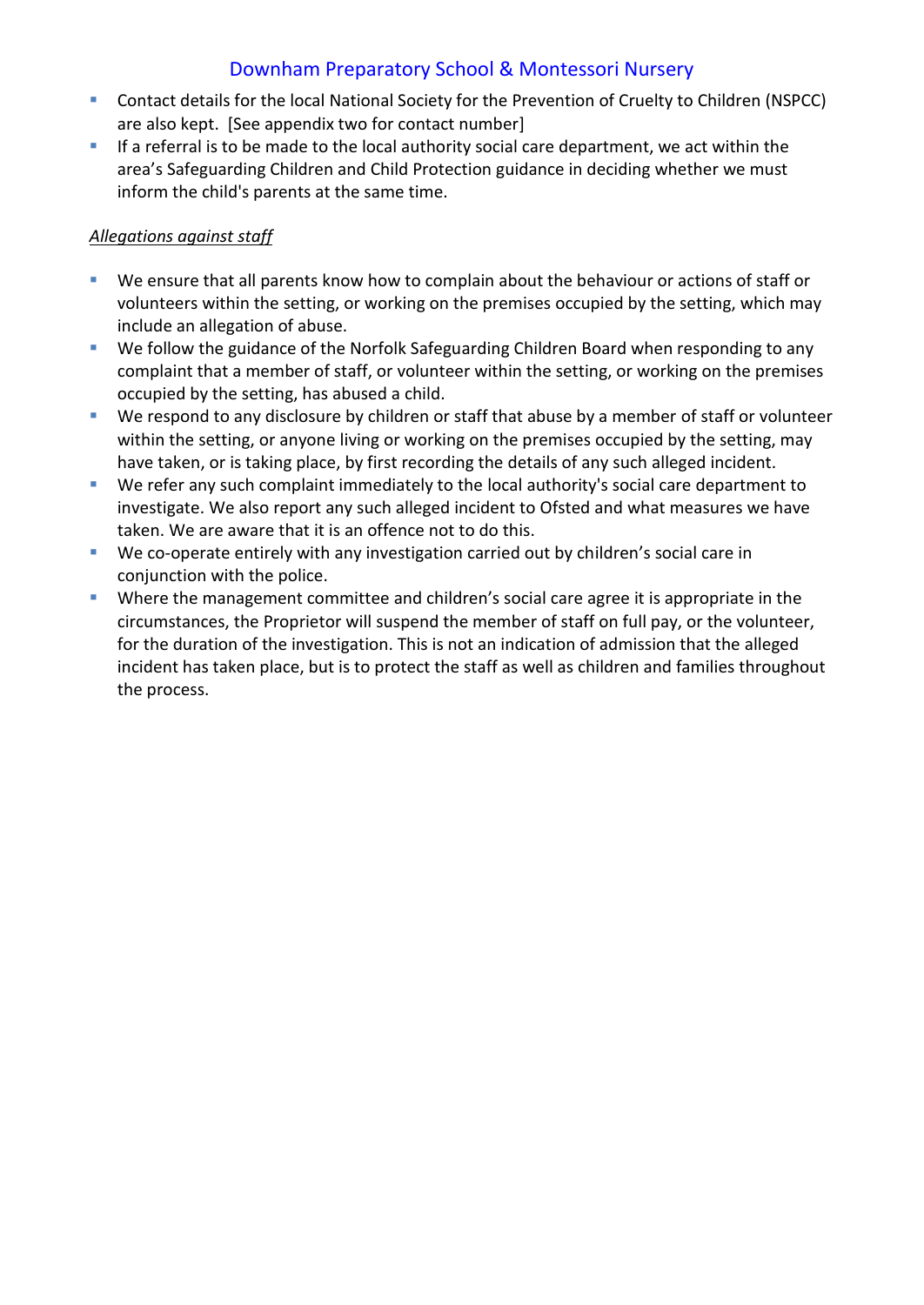- Contact details for the local National Society for the Prevention of Cruelty to Children (NSPCC) are also kept. [See appendix two for contact number]
- If a referral is to be made to the local authority social care department, we act within the area's Safeguarding Children and Child Protection guidance in deciding whether we must inform the child's parents at the same time.

*Allegations against staff*

- We ensure that all parents know how to complain about the behaviour or actions of staff or volunteers within the setting, or working on the premises occupied by the setting, which may include an allegation of abuse.
- We follow the guidance of the Norfolk Safeguarding Children Board when responding to any complaint that a member of staff, or volunteer within the setting, or working on the premises occupied by the setting, has abused a child.
- We respond to any disclosure by children or staff that abuse by a member of staff or volunteer within the setting, or anyone living or working on the premises occupied by the setting, may have taken, or is taking place, by first recording the details of any such alleged incident.
- We refer any such complaint immediately to the local authority's social care department to investigate. We also report any such alleged incident to Ofsted and what measures we have taken. We are aware that it is an offence not to do this.
- We co-operate entirely with any investigation carried out by children's social care in conjunction with the police.
- Where the management committee and children's social care agree it is appropriate in the circumstances, the Proprietor will suspend the member of staff on full pay, or the volunteer, for the duration of the investigation. This is not an indication of admission that the alleged incident has taken place, but is to protect the staff as well as children and families throughout the process.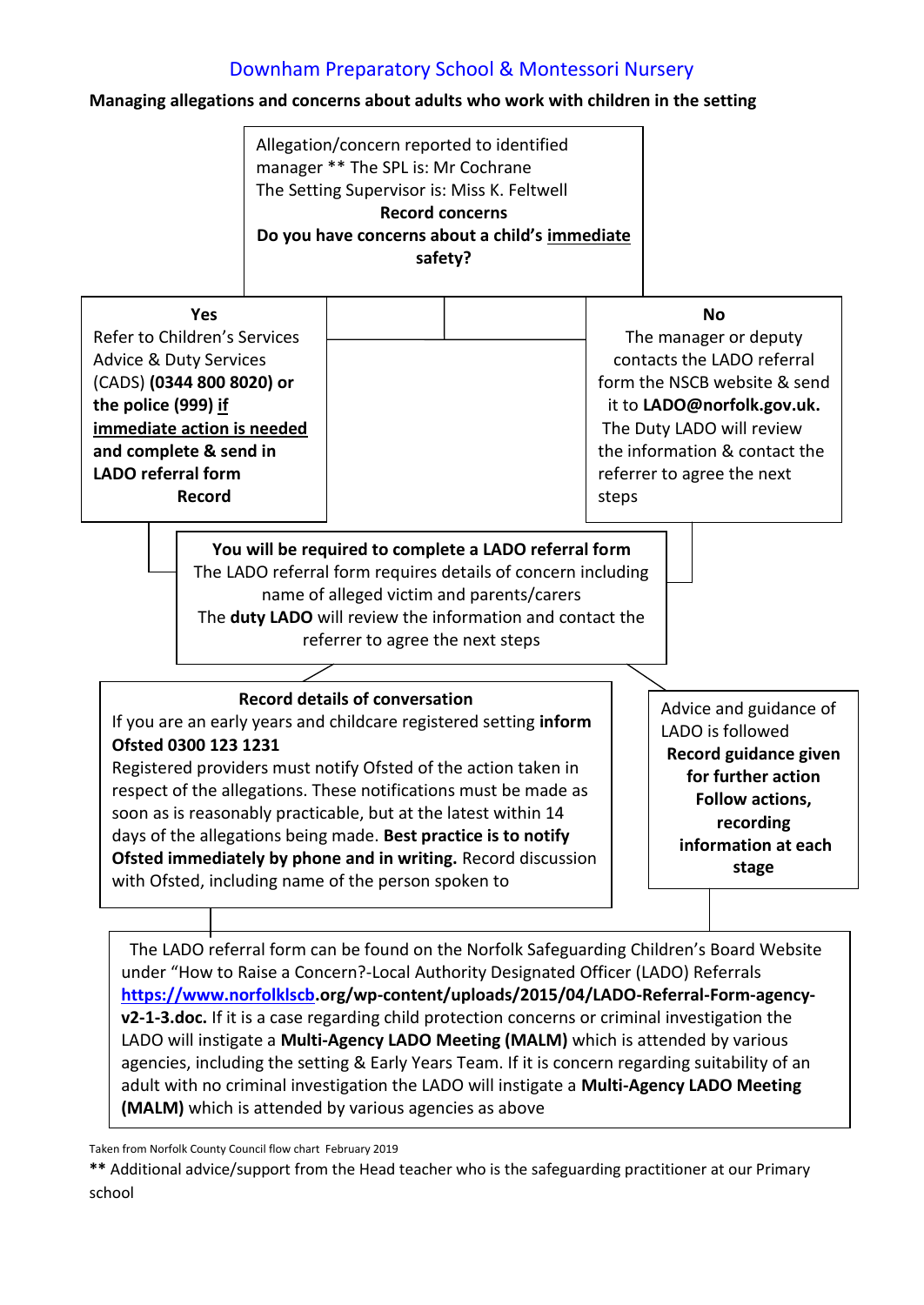## Downham Preparatory School & Montessori Nursery

**Managing allegations and concerns about adults who work with children in the setting**

Allegation/concern reported to identified manager ** The SPL is: Mr Cochrane
The Setting Supervisor is: Miss K. Feltwell
**Record concerns**
**Do you have concerns about a child's immediate safety?**

**Yes**
Refer to Children's Services Advice & Duty Services (CADS) **(0344 800 8020) or the police (999) if immediate action is needed and complete & send in LADO referral form**
**Record**

**No**
The manager or deputy contacts the LADO referral form the NSCB website & send it to **LADO@norfolk.gov.uk.** The Duty LADO will review the information & contact the referrer to agree the next steps

**You will be required to complete a LADO referral form**
The LADO referral form requires details of concern including name of alleged victim and parents/carers
The **duty LADO** will review the information and contact the referrer to agree the next steps

**Record details of conversation**
If you are an early years and childcare registered setting **inform Ofsted 0300 123 1231**
Registered providers must notify Ofsted of the action taken in respect of the allegations. These notifications must be made as soon as is reasonably practicable, but at the latest within 14 days of the allegations being made. **Best practice is to notify Ofsted immediately by phone and in writing.** Record discussion with Ofsted, including name of the person spoken to

Advice and guidance of LADO is followed
**Record guidance given for further action**
**Follow actions, recording information at each stage**

The LADO referral form can be found on the Norfolk Safeguarding Children's Board Website under "How to Raise a Concern?-Local Authority Designated Officer (LADO) Referrals **https://www.norfolklscb.org/wp-content/uploads/2015/04/LADO-Referral-Form-agency-v2-1-3.doc.** If it is a case regarding child protection concerns or criminal investigation the LADO will instigate a **Multi-Agency LADO Meeting (MALM)** which is attended by various agencies, including the setting & Early Years Team. If it is concern regarding suitability of an adult with no criminal investigation the LADO will instigate a **Multi-Agency LADO Meeting (MALM)** which is attended by various agencies as above

Taken from Norfolk County Council flow chart February 2019

**\*\*** Additional advice/support from the Head teacher who is the safeguarding practitioner at our Primary school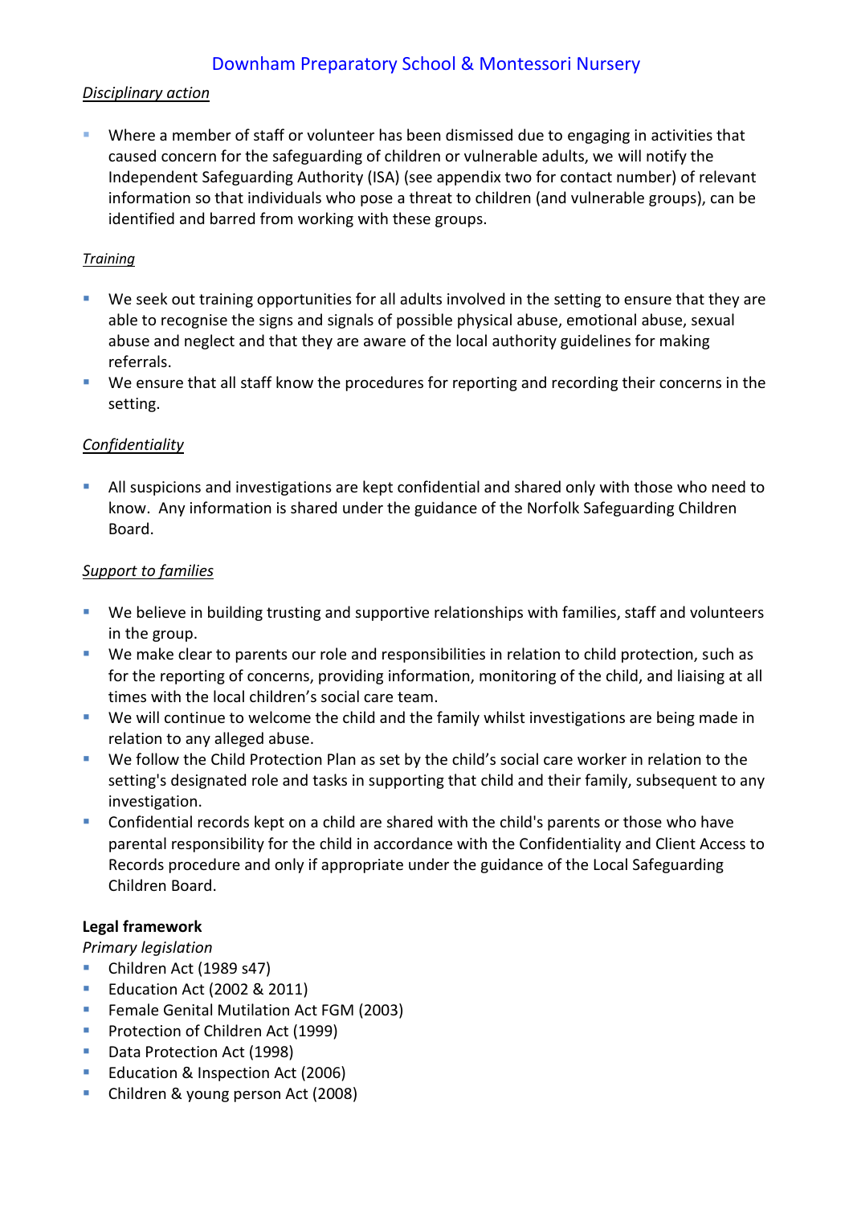*Disciplinary action*

- Where a member of staff or volunteer has been dismissed due to engaging in activities that caused concern for the safeguarding of children or vulnerable adults, we will notify the Independent Safeguarding Authority (ISA) (see appendix two for contact number) of relevant information so that individuals who pose a threat to children (and vulnerable groups), can be identified and barred from working with these groups.

*Training*

- We seek out training opportunities for all adults involved in the setting to ensure that they are able to recognise the signs and signals of possible physical abuse, emotional abuse, sexual abuse and neglect and that they are aware of the local authority guidelines for making referrals.
- We ensure that all staff know the procedures for reporting and recording their concerns in the setting.

*Confidentiality*

- All suspicions and investigations are kept confidential and shared only with those who need to know. Any information is shared under the guidance of the Norfolk Safeguarding Children Board.

*Support to families*

- We believe in building trusting and supportive relationships with families, staff and volunteers in the group.
- We make clear to parents our role and responsibilities in relation to child protection, such as for the reporting of concerns, providing information, monitoring of the child, and liaising at all times with the local children's social care team.
- We will continue to welcome the child and the family whilst investigations are being made in relation to any alleged abuse.
- We follow the Child Protection Plan as set by the child's social care worker in relation to the setting's designated role and tasks in supporting that child and their family, subsequent to any investigation.
- Confidential records kept on a child are shared with the child's parents or those who have parental responsibility for the child in accordance with the Confidentiality and Client Access to Records procedure and only if appropriate under the guidance of the Local Safeguarding Children Board.

**Legal framework**

*Primary legislation*

- Children Act (1989 s47)
- Education Act (2002 & 2011)
- Female Genital Mutilation Act FGM (2003)
- Protection of Children Act (1999)
- Data Protection Act (1998)
- Education & Inspection Act (2006)
- Children & young person Act (2008)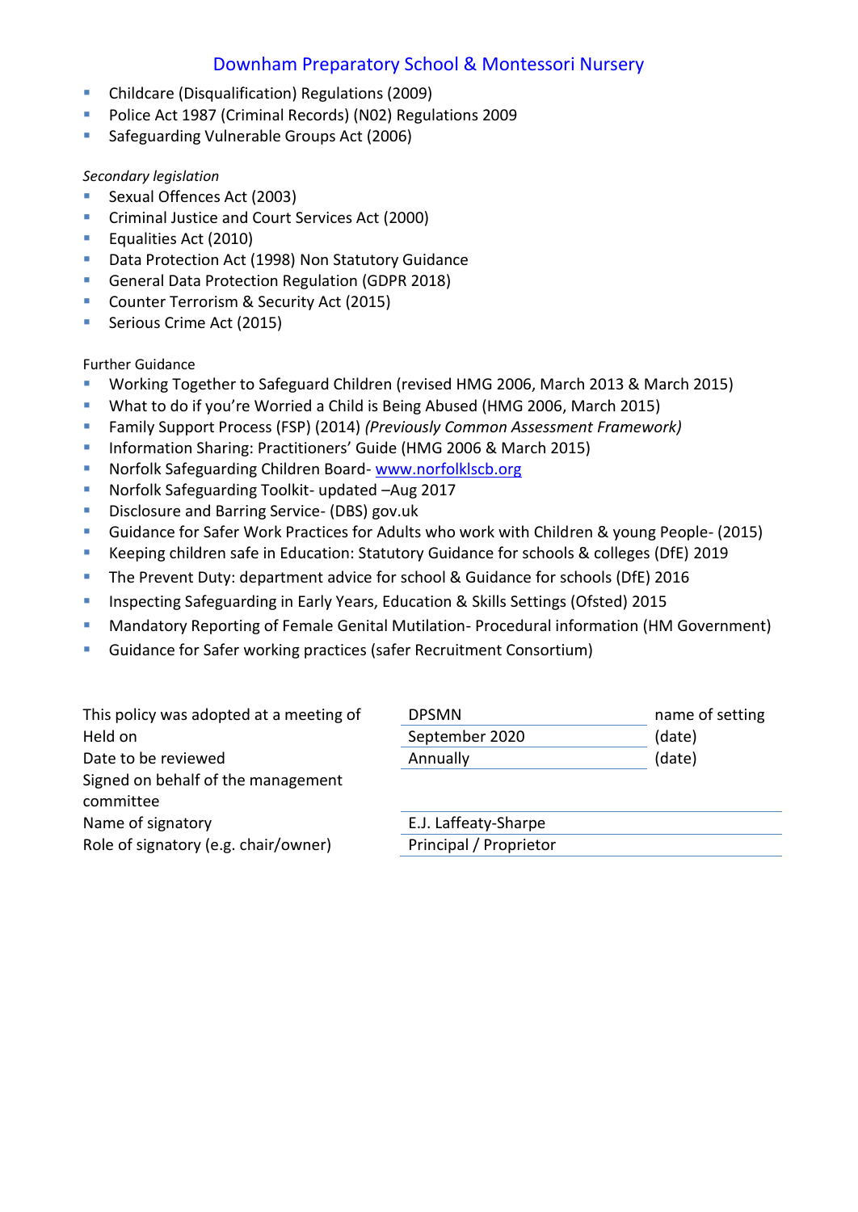- Childcare (Disqualification) Regulations (2009)
- Police Act 1987 (Criminal Records) (N02) Regulations 2009
- Safeguarding Vulnerable Groups Act (2006)

*Secondary legislation*

- Sexual Offences Act (2003)
- Criminal Justice and Court Services Act (2000)
- Equalities Act (2010)
- Data Protection Act (1998) Non Statutory Guidance
- General Data Protection Regulation (GDPR 2018)
- Counter Terrorism & Security Act (2015)
- Serious Crime Act (2015)

Further Guidance

- Working Together to Safeguard Children (revised HMG 2006, March 2013 & March 2015)
- What to do if you're Worried a Child is Being Abused (HMG 2006, March 2015)
- Family Support Process (FSP) (2014) *(Previously Common Assessment Framework)*
- Information Sharing: Practitioners' Guide (HMG 2006 & March 2015)
- Norfolk Safeguarding Children Board- www.norfolklscb.org
- Norfolk Safeguarding Toolkit- updated –Aug 2017
- Disclosure and Barring Service- (DBS) gov.uk
- Guidance for Safer Work Practices for Adults who work with Children & young People- (2015)
- Keeping children safe in Education: Statutory Guidance for schools & colleges (DfE) 2019
- The Prevent Duty: department advice for school & Guidance for schools (DfE) 2016
- Inspecting Safeguarding in Early Years, Education & Skills Settings (Ofsted) 2015
- Mandatory Reporting of Female Genital Mutilation- Procedural information (HM Government)
- Guidance for Safer working practices (safer Recruitment Consortium)

| | | |
|---|---|---|
| This policy was adopted at a meeting of | DPSMN | name of setting |
| Held on | September 2020 | (date) |
| Date to be reviewed | Annually | (date) |
| Signed on behalf of the management committee | | |
| Name of signatory | E.J. Laffeaty-Sharpe | |
| Role of signatory (e.g. chair/owner) | Principal / Proprietor | |